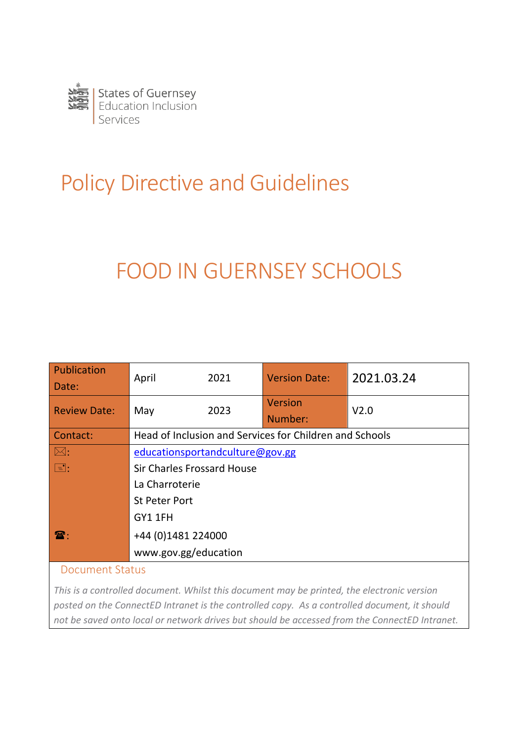States of Guernsey
Education Inclusion
Services

# Policy Directive and Guidelines

# FOOD IN GUERNSEY SCHOOLS

| Publication Date: | April 2021 | Version Date: | 2021.03.24 |
|---|---|---|---|
| Review Date: | May 2023 | Version Number: | V2.0 |
| Contact: | Head of Inclusion and Services for Children and Schools | | |
| ✉: | educationsportandculture@gov.gg | | |
| 📇: | Sir Charles Frossard House<br>La Charroterie<br>St Peter Port<br>GY1 1FH | | |
| ☎: | +44 (0)1481 224000<br>www.gov.gg/education | | |

## Document Status

*This is a controlled document. Whilst this document may be printed, the electronic version posted on the ConnectED Intranet is the controlled copy. As a controlled document, it should not be saved onto local or network drives but should be accessed from the ConnectED Intranet.*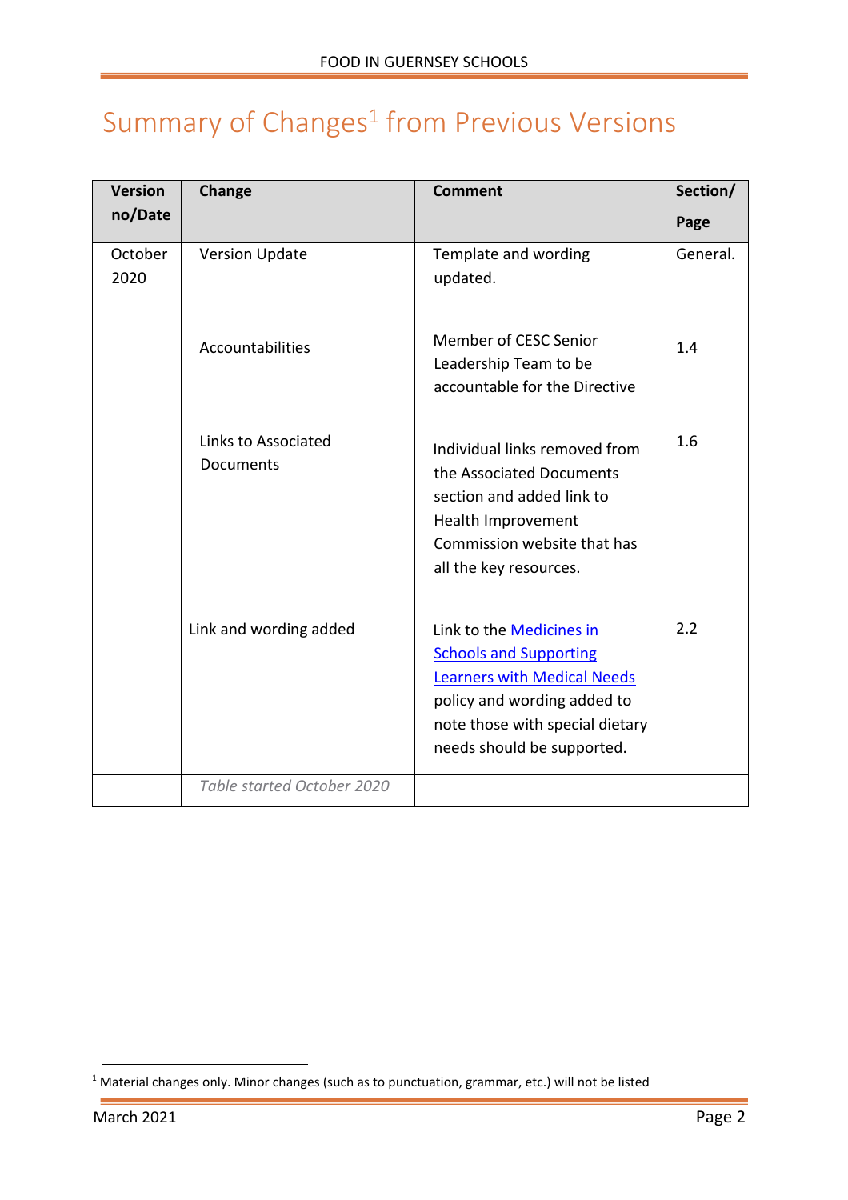# Summary of Changes[1] from Previous Versions

| Version no/Date | Change | Comment | Section/ Page |
|---|---|---|---|
| October 2020 | Version Update | Template and wording updated. | General. |
| | Accountabilities | Member of CESC Senior Leadership Team to be accountable for the Directive | 1.4 |
| | Links to Associated Documents | Individual links removed from the Associated Documents section and added link to Health Improvement Commission website that has all the key resources. | 1.6 |
| | Link and wording added | Link to the [Medicines in Schools and Supporting Learners with Medical Needs]() policy and wording added to note those with special dietary needs should be supported. | 2.2 |
| | *Table started October 2020* | | |

[1] Material changes only. Minor changes (such as to punctuation, grammar, etc.) will not be listed

March 2021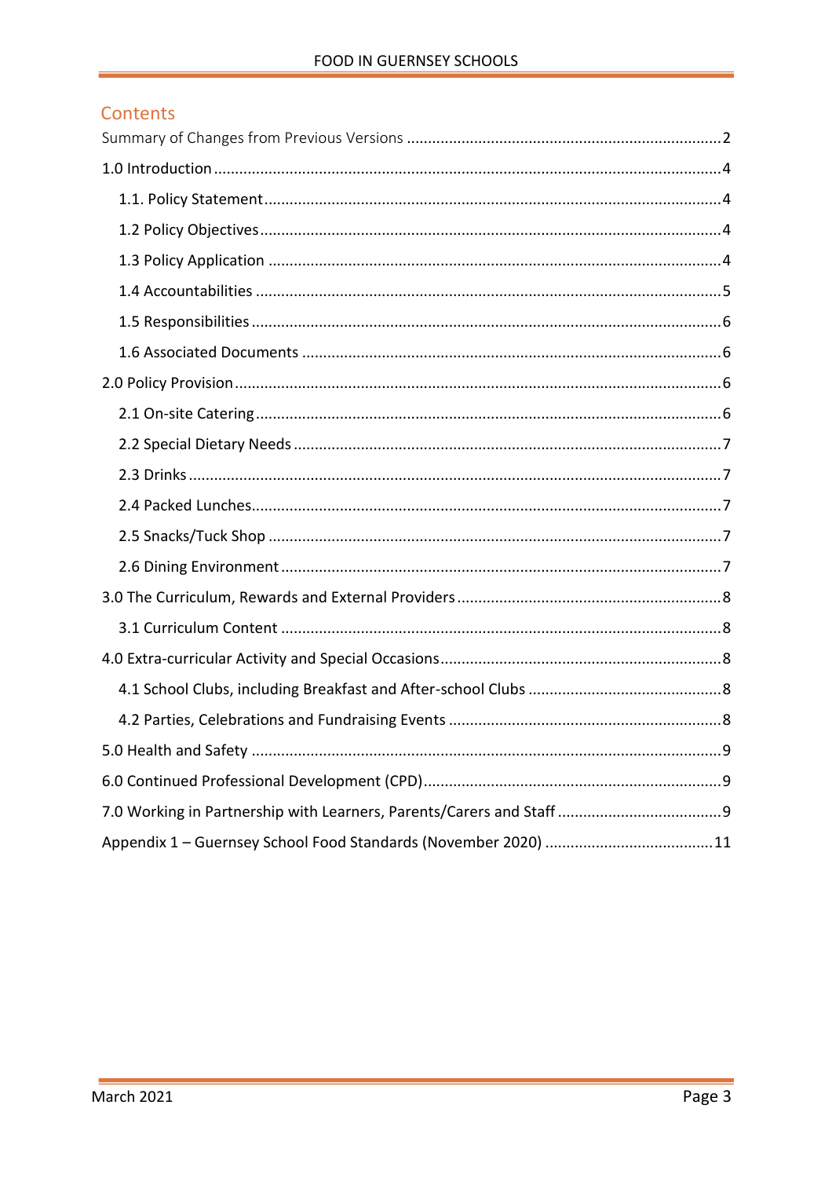## Contents

Summary of Changes from Previous Versions .......... 2

1.0 Introduction .......... 4

- 1.1. Policy Statement .......... 4
- 1.2 Policy Objectives .......... 4
- 1.3 Policy Application .......... 4
- 1.4 Accountabilities .......... 5
- 1.5 Responsibilities .......... 6
- 1.6 Associated Documents .......... 6

2.0 Policy Provision .......... 6

- 2.1 On-site Catering .......... 6
- 2.2 Special Dietary Needs .......... 7
- 2.3 Drinks .......... 7
- 2.4 Packed Lunches .......... 7
- 2.5 Snacks/Tuck Shop .......... 7
- 2.6 Dining Environment .......... 7

3.0 The Curriculum, Rewards and External Providers .......... 8

- 3.1 Curriculum Content .......... 8

4.0 Extra-curricular Activity and Special Occasions .......... 8

- 4.1 School Clubs, including Breakfast and After-school Clubs .......... 8
- 4.2 Parties, Celebrations and Fundraising Events .......... 8

5.0 Health and Safety .......... 9

6.0 Continued Professional Development (CPD) .......... 9

7.0 Working in Partnership with Learners, Parents/Carers and Staff .......... 9

Appendix 1 – Guernsey School Food Standards (November 2020) .......... 11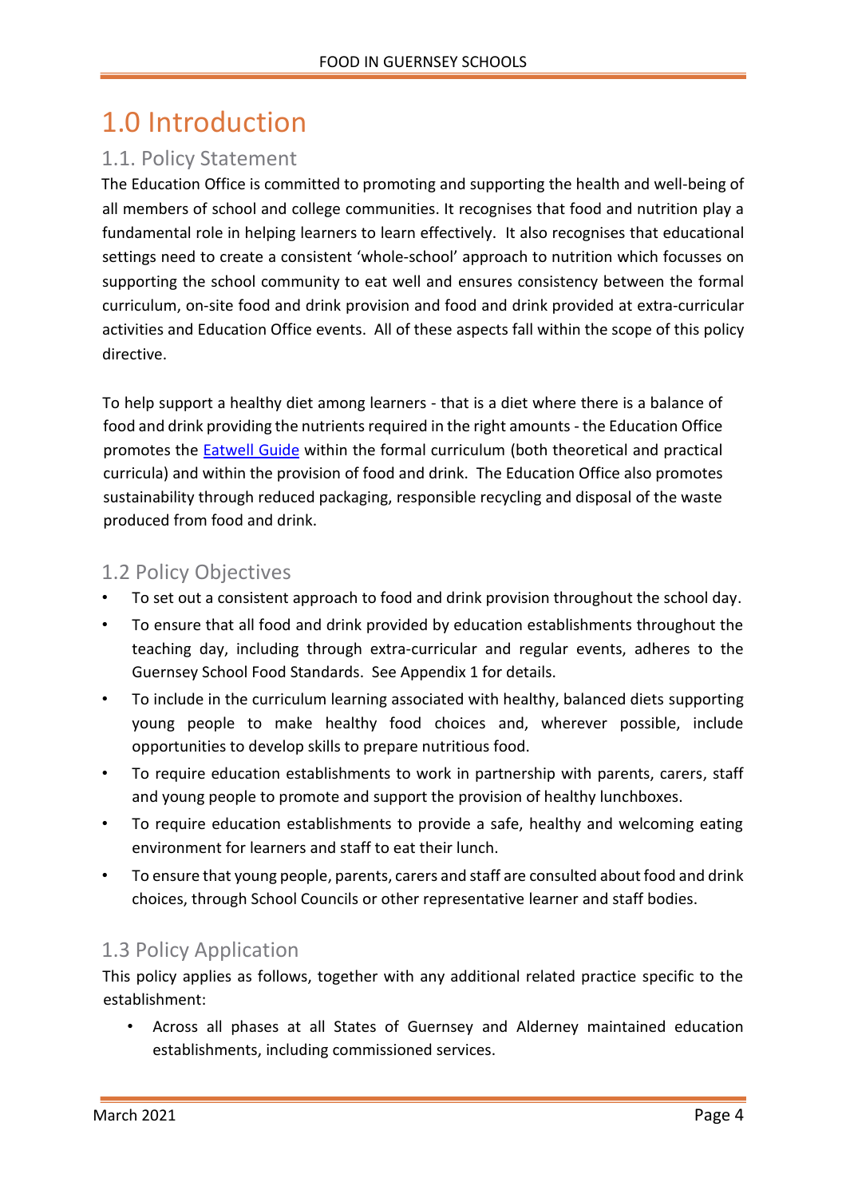# 1.0 Introduction

## 1.1. Policy Statement

The Education Office is committed to promoting and supporting the health and well-being of all members of school and college communities. It recognises that food and nutrition play a fundamental role in helping learners to learn effectively. It also recognises that educational settings need to create a consistent 'whole-school' approach to nutrition which focusses on supporting the school community to eat well and ensures consistency between the formal curriculum, on-site food and drink provision and food and drink provided at extra-curricular activities and Education Office events. All of these aspects fall within the scope of this policy directive.

To help support a healthy diet among learners - that is a diet where there is a balance of food and drink providing the nutrients required in the right amounts - the Education Office promotes the Eatwell Guide within the formal curriculum (both theoretical and practical curricula) and within the provision of food and drink. The Education Office also promotes sustainability through reduced packaging, responsible recycling and disposal of the waste produced from food and drink.

## 1.2 Policy Objectives

- To set out a consistent approach to food and drink provision throughout the school day.
- To ensure that all food and drink provided by education establishments throughout the teaching day, including through extra-curricular and regular events, adheres to the Guernsey School Food Standards. See Appendix 1 for details.
- To include in the curriculum learning associated with healthy, balanced diets supporting young people to make healthy food choices and, wherever possible, include opportunities to develop skills to prepare nutritious food.
- To require education establishments to work in partnership with parents, carers, staff and young people to promote and support the provision of healthy lunchboxes.
- To require education establishments to provide a safe, healthy and welcoming eating environment for learners and staff to eat their lunch.
- To ensure that young people, parents, carers and staff are consulted about food and drink choices, through School Councils or other representative learner and staff bodies.

## 1.3 Policy Application

This policy applies as follows, together with any additional related practice specific to the establishment:

- Across all phases at all States of Guernsey and Alderney maintained education establishments, including commissioned services.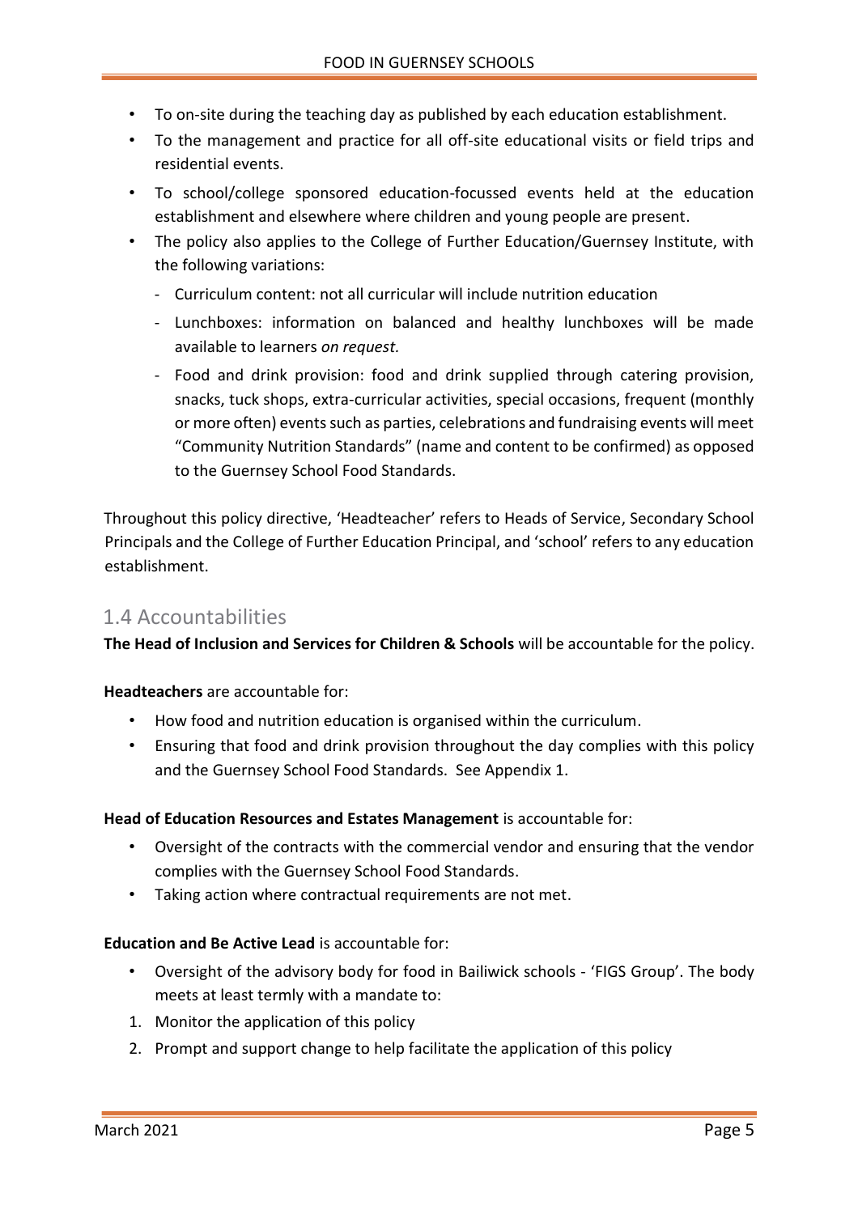- To on-site during the teaching day as published by each education establishment.
- To the management and practice for all off-site educational visits or field trips and residential events.
- To school/college sponsored education-focussed events held at the education establishment and elsewhere where children and young people are present.
- The policy also applies to the College of Further Education/Guernsey Institute, with the following variations:
  - Curriculum content: not all curricular will include nutrition education
  - Lunchboxes: information on balanced and healthy lunchboxes will be made available to learners *on request.*
  - Food and drink provision: food and drink supplied through catering provision, snacks, tuck shops, extra-curricular activities, special occasions, frequent (monthly or more often) events such as parties, celebrations and fundraising events will meet "Community Nutrition Standards" (name and content to be confirmed) as opposed to the Guernsey School Food Standards.

Throughout this policy directive, 'Headteacher' refers to Heads of Service, Secondary School Principals and the College of Further Education Principal, and 'school' refers to any education establishment.

## 1.4 Accountabilities

**The Head of Inclusion and Services for Children & Schools** will be accountable for the policy.

**Headteachers** are accountable for:

- How food and nutrition education is organised within the curriculum.
- Ensuring that food and drink provision throughout the day complies with this policy and the Guernsey School Food Standards. See Appendix 1.

**Head of Education Resources and Estates Management** is accountable for:

- Oversight of the contracts with the commercial vendor and ensuring that the vendor complies with the Guernsey School Food Standards.
- Taking action where contractual requirements are not met.

**Education and Be Active Lead** is accountable for:

- Oversight of the advisory body for food in Bailiwick schools - 'FIGS Group'. The body meets at least termly with a mandate to:

1. Monitor the application of this policy
2. Prompt and support change to help facilitate the application of this policy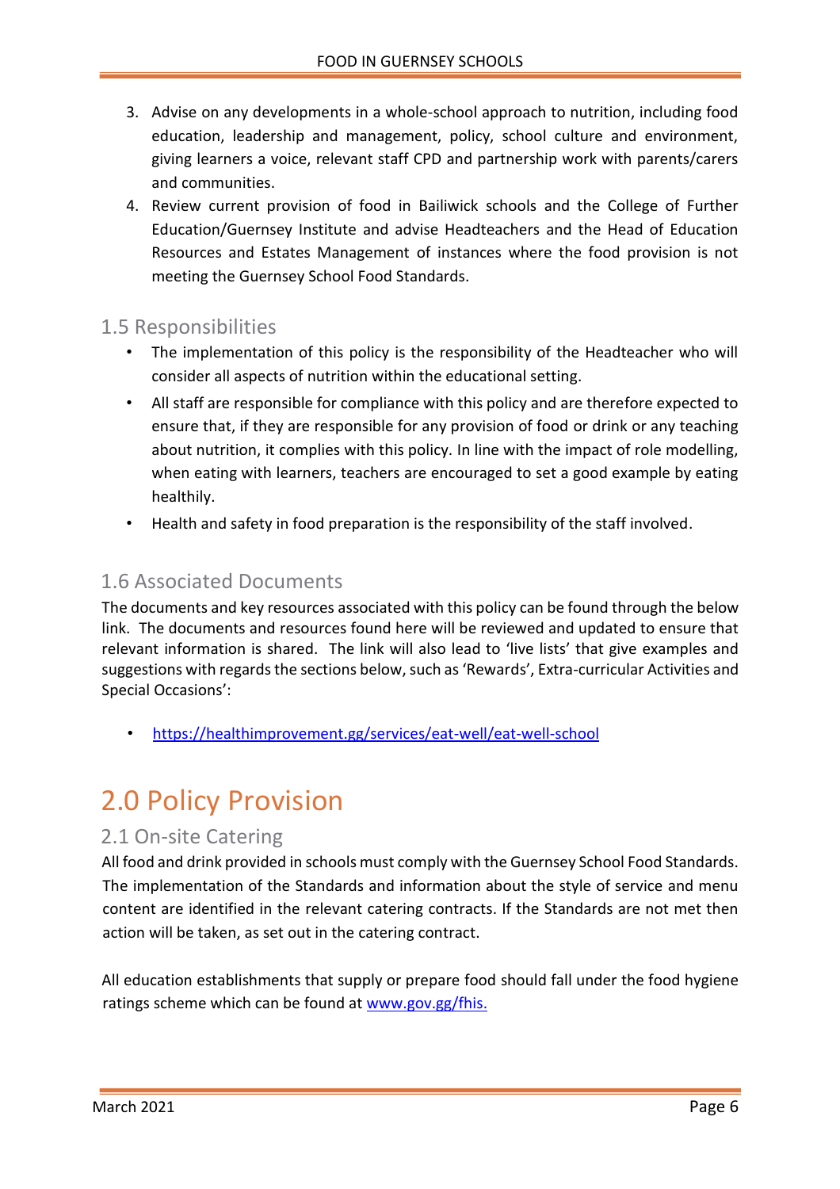3. Advise on any developments in a whole-school approach to nutrition, including food education, leadership and management, policy, school culture and environment, giving learners a voice, relevant staff CPD and partnership work with parents/carers and communities.
4. Review current provision of food in Bailiwick schools and the College of Further Education/Guernsey Institute and advise Headteachers and the Head of Education Resources and Estates Management of instances where the food provision is not meeting the Guernsey School Food Standards.

## 1.5 Responsibilities

- The implementation of this policy is the responsibility of the Headteacher who will consider all aspects of nutrition within the educational setting.
- All staff are responsible for compliance with this policy and are therefore expected to ensure that, if they are responsible for any provision of food or drink or any teaching about nutrition, it complies with this policy. In line with the impact of role modelling, when eating with learners, teachers are encouraged to set a good example by eating healthily.
- Health and safety in food preparation is the responsibility of the staff involved.

## 1.6 Associated Documents

The documents and key resources associated with this policy can be found through the below link. The documents and resources found here will be reviewed and updated to ensure that relevant information is shared. The link will also lead to 'live lists' that give examples and suggestions with regards the sections below, such as 'Rewards', Extra-curricular Activities and Special Occasions':

- https://healthimprovement.gg/services/eat-well/eat-well-school

# 2.0 Policy Provision

## 2.1 On-site Catering

All food and drink provided in schools must comply with the Guernsey School Food Standards. The implementation of the Standards and information about the style of service and menu content are identified in the relevant catering contracts. If the Standards are not met then action will be taken, as set out in the catering contract.

All education establishments that supply or prepare food should fall under the food hygiene ratings scheme which can be found at www.gov.gg/fhis.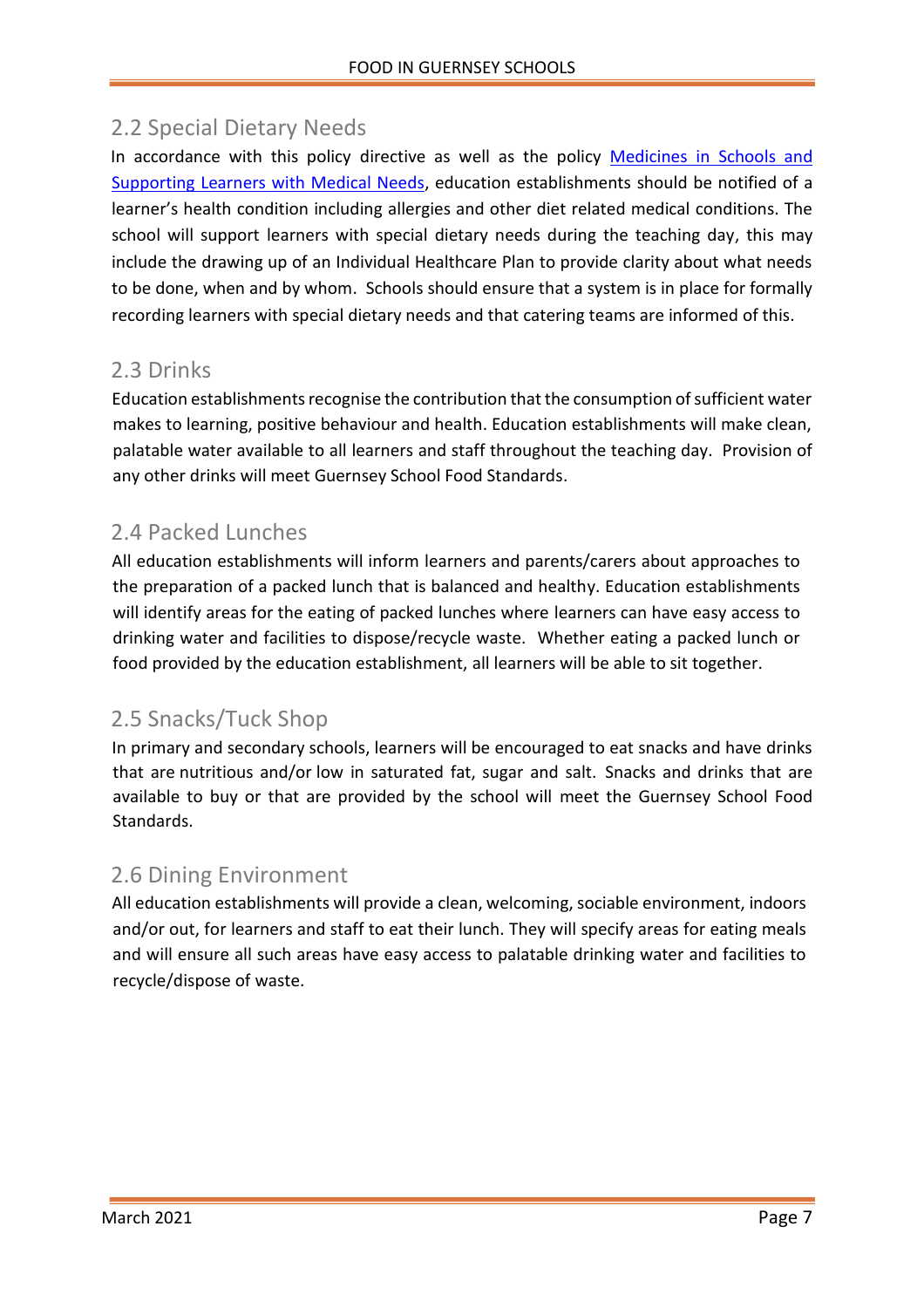## 2.2 Special Dietary Needs

In accordance with this policy directive as well as the policy [Medicines in Schools and Supporting Learners with Medical Needs], education establishments should be notified of a learner's health condition including allergies and other diet related medical conditions. The school will support learners with special dietary needs during the teaching day, this may include the drawing up of an Individual Healthcare Plan to provide clarity about what needs to be done, when and by whom. Schools should ensure that a system is in place for formally recording learners with special dietary needs and that catering teams are informed of this.

## 2.3 Drinks

Education establishments recognise the contribution that the consumption of sufficient water makes to learning, positive behaviour and health. Education establishments will make clean, palatable water available to all learners and staff throughout the teaching day. Provision of any other drinks will meet Guernsey School Food Standards.

## 2.4 Packed Lunches

All education establishments will inform learners and parents/carers about approaches to the preparation of a packed lunch that is balanced and healthy. Education establishments will identify areas for the eating of packed lunches where learners can have easy access to drinking water and facilities to dispose/recycle waste. Whether eating a packed lunch or food provided by the education establishment, all learners will be able to sit together.

## 2.5 Snacks/Tuck Shop

In primary and secondary schools, learners will be encouraged to eat snacks and have drinks that are nutritious and/or low in saturated fat, sugar and salt. Snacks and drinks that are available to buy or that are provided by the school will meet the Guernsey School Food Standards.

## 2.6 Dining Environment

All education establishments will provide a clean, welcoming, sociable environment, indoors and/or out, for learners and staff to eat their lunch. They will specify areas for eating meals and will ensure all such areas have easy access to palatable drinking water and facilities to recycle/dispose of waste.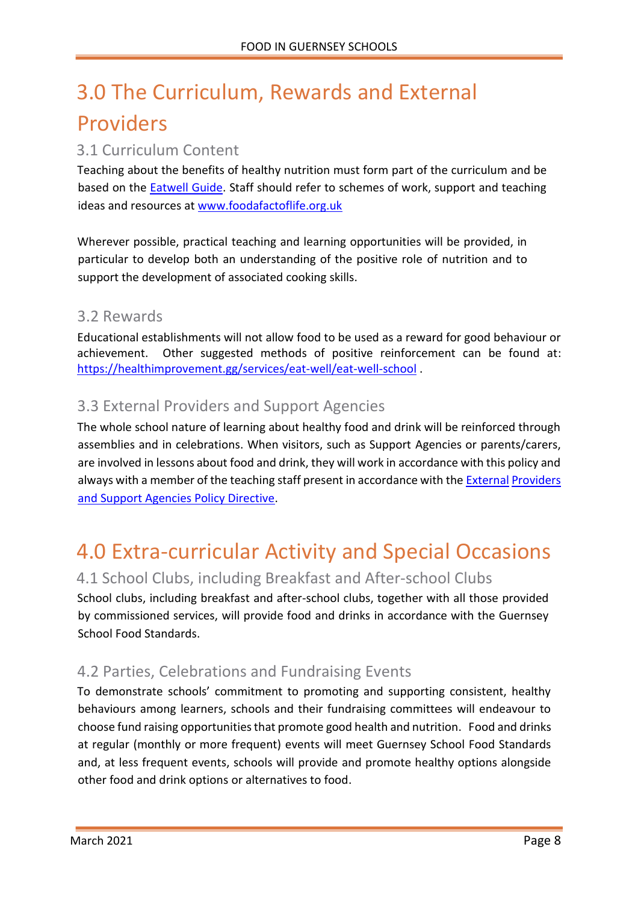# 3.0 The Curriculum, Rewards and External Providers

## 3.1 Curriculum Content

Teaching about the benefits of healthy nutrition must form part of the curriculum and be based on the Eatwell Guide. Staff should refer to schemes of work, support and teaching ideas and resources at www.foodafactoflife.org.uk

Wherever possible, practical teaching and learning opportunities will be provided, in particular to develop both an understanding of the positive role of nutrition and to support the development of associated cooking skills.

## 3.2 Rewards

Educational establishments will not allow food to be used as a reward for good behaviour or achievement. Other suggested methods of positive reinforcement can be found at: https://healthimprovement.gg/services/eat-well/eat-well-school .

## 3.3 External Providers and Support Agencies

The whole school nature of learning about healthy food and drink will be reinforced through assemblies and in celebrations. When visitors, such as Support Agencies or parents/carers, are involved in lessons about food and drink, they will work in accordance with this policy and always with a member of the teaching staff present in accordance with the External Providers and Support Agencies Policy Directive.

# 4.0 Extra-curricular Activity and Special Occasions

## 4.1 School Clubs, including Breakfast and After-school Clubs

School clubs, including breakfast and after-school clubs, together with all those provided by commissioned services, will provide food and drinks in accordance with the Guernsey School Food Standards.

## 4.2 Parties, Celebrations and Fundraising Events

To demonstrate schools' commitment to promoting and supporting consistent, healthy behaviours among learners, schools and their fundraising committees will endeavour to choose fund raising opportunities that promote good health and nutrition. Food and drinks at regular (monthly or more frequent) events will meet Guernsey School Food Standards and, at less frequent events, schools will provide and promote healthy options alongside other food and drink options or alternatives to food.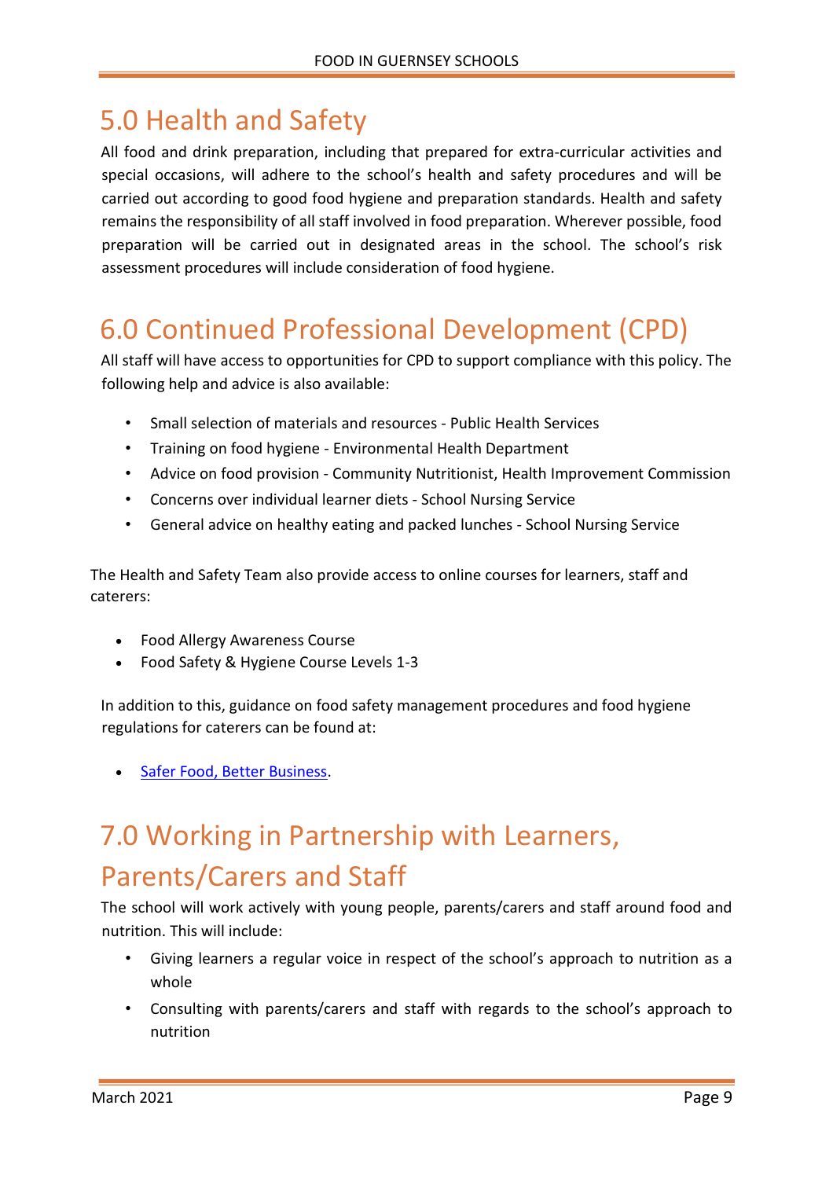## 5.0 Health and Safety

All food and drink preparation, including that prepared for extra-curricular activities and special occasions, will adhere to the school's health and safety procedures and will be carried out according to good food hygiene and preparation standards. Health and safety remains the responsibility of all staff involved in food preparation. Wherever possible, food preparation will be carried out in designated areas in the school. The school's risk assessment procedures will include consideration of food hygiene.

## 6.0 Continued Professional Development (CPD)

All staff will have access to opportunities for CPD to support compliance with this policy. The following help and advice is also available:

- Small selection of materials and resources - Public Health Services
- Training on food hygiene - Environmental Health Department
- Advice on food provision - Community Nutritionist, Health Improvement Commission
- Concerns over individual learner diets - School Nursing Service
- General advice on healthy eating and packed lunches - School Nursing Service

The Health and Safety Team also provide access to online courses for learners, staff and caterers:

- Food Allergy Awareness Course
- Food Safety & Hygiene Course Levels 1-3

In addition to this, guidance on food safety management procedures and food hygiene regulations for caterers can be found at:

- Safer Food, Better Business.

## 7.0 Working in Partnership with Learners, Parents/Carers and Staff

The school will work actively with young people, parents/carers and staff around food and nutrition. This will include:

- Giving learners a regular voice in respect of the school's approach to nutrition as a whole
- Consulting with parents/carers and staff with regards to the school's approach to nutrition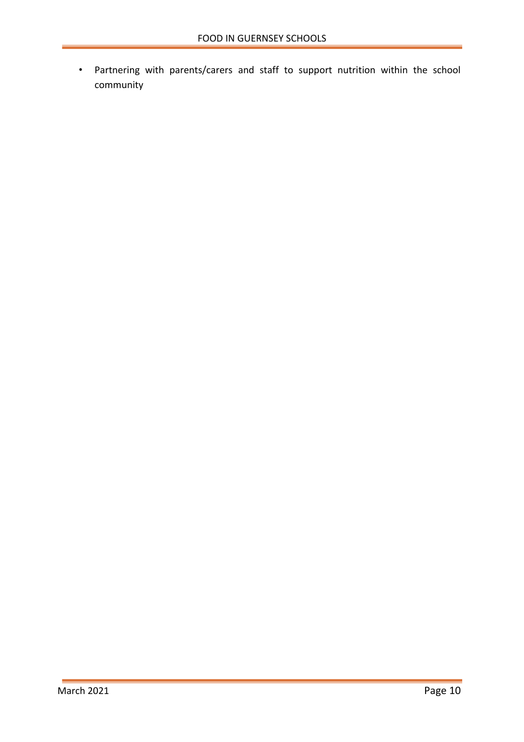- Partnering with parents/carers and staff to support nutrition within the school community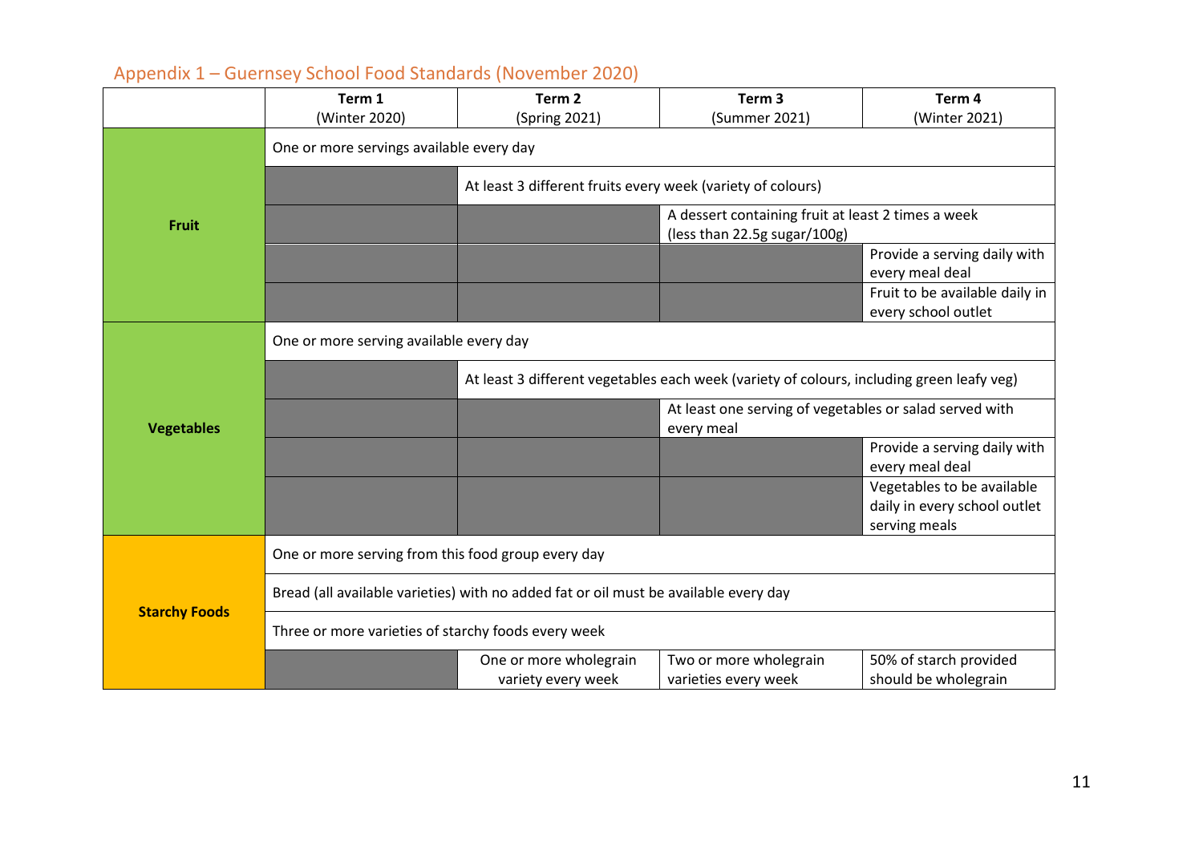## Appendix 1 – Guernsey School Food Standards (November 2020)

| | Term 1 (Winter 2020) | Term 2 (Spring 2021) | Term 3 (Summer 2021) | Term 4 (Winter 2021) |
|---|---|---|---|---|
| **Fruit** | One or more servings available every day | | | |
| | | At least 3 different fruits every week (variety of colours) | | |
| | | | A dessert containing fruit at least 2 times a week (less than 22.5g sugar/100g) | |
| | | | | Provide a serving daily with every meal deal |
| | | | | Fruit to be available daily in every school outlet |
| **Vegetables** | One or more serving available every day | | | |
| | | At least 3 different vegetables each week (variety of colours, including green leafy veg) | | |
| | | | At least one serving of vegetables or salad served with every meal | |
| | | | | Provide a serving daily with every meal deal |
| | | | | Vegetables to be available daily in every school outlet serving meals |
| **Starchy Foods** | One or more serving from this food group every day | | | |
| | Bread (all available varieties) with no added fat or oil must be available every day | | | |
| | Three or more varieties of starchy foods every week | | | |
| | | One or more wholegrain variety every week | Two or more wholegrain varieties every week | 50% of starch provided should be wholegrain |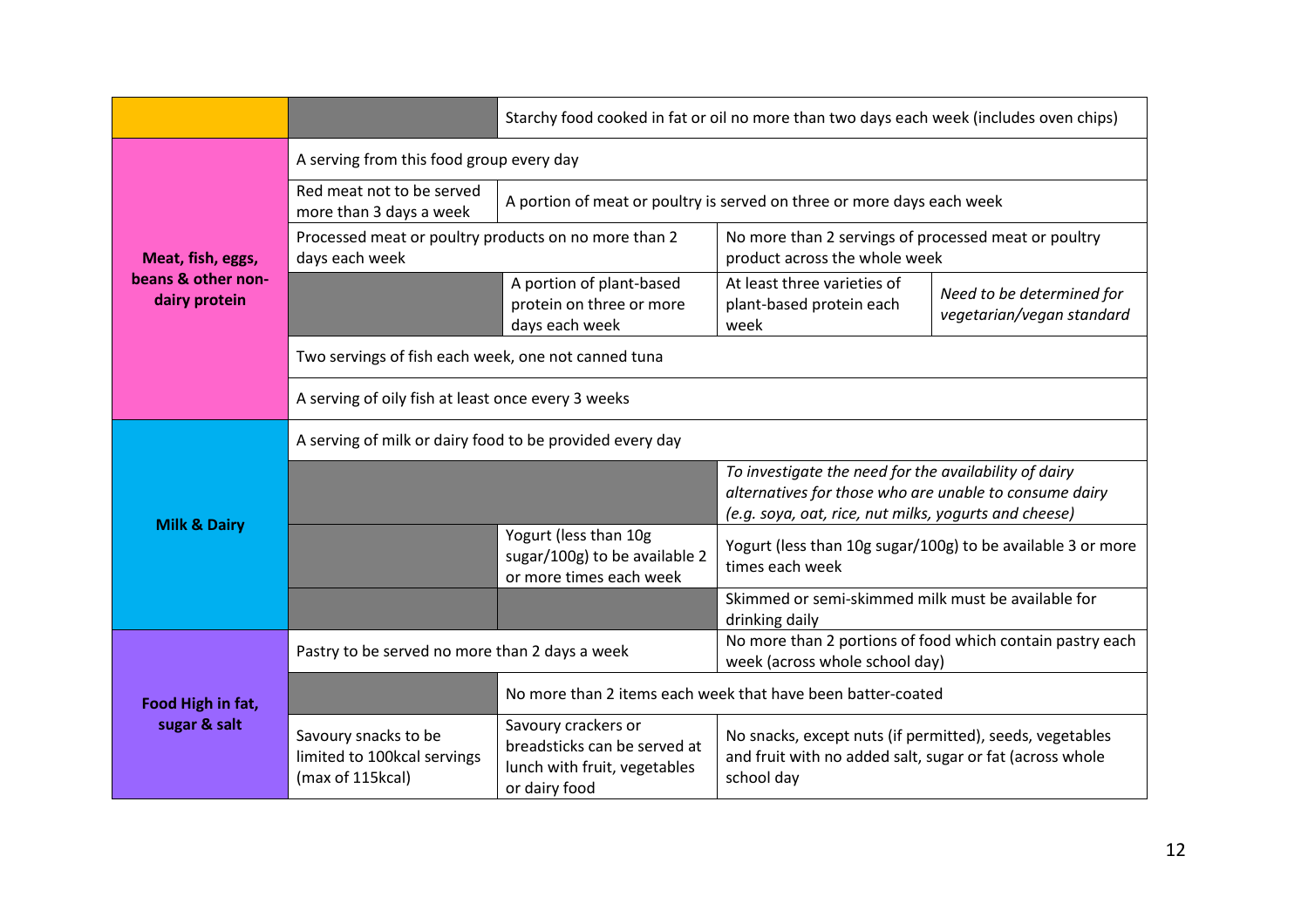| | | | | |
|---|---|---|---|---|
| | | Starchy food cooked in fat or oil no more than two days each week (includes oven chips) | | |
| **Meat, fish, eggs, beans & other non-dairy protein** | A serving from this food group every day | | | |
| | Red meat not to be served more than 3 days a week | A portion of meat or poultry is served on three or more days each week | | |
| | Processed meat or poultry products on no more than 2 days each week | | No more than 2 servings of processed meat or poultry product across the whole week | |
| | | A portion of plant-based protein on three or more days each week | At least three varieties of plant-based protein each week | *Need to be determined for vegetarian/vegan standard* |
| | Two servings of fish each week, one not canned tuna | | | |
| | A serving of oily fish at least once every 3 weeks | | | |
| **Milk & Dairy** | A serving of milk or dairy food to be provided every day | | | |
| | | | *To investigate the need for the availability of dairy alternatives for those who are unable to consume dairy (e.g. soya, oat, rice, nut milks, yogurts and cheese)* | |
| | | Yogurt (less than 10g sugar/100g) to be available 2 or more times each week | Yogurt (less than 10g sugar/100g) to be available 3 or more times each week | |
| | | | Skimmed or semi-skimmed milk must be available for drinking daily | |
| **Food High in fat, sugar & salt** | Pastry to be served no more than 2 days a week | | No more than 2 portions of food which contain pastry each week (across whole school day) | |
| | | No more than 2 items each week that have been batter-coated | | |
| | Savoury snacks to be limited to 100kcal servings (max of 115kcal) | Savoury crackers or breadsticks can be served at lunch with fruit, vegetables or dairy food | No snacks, except nuts (if permitted), seeds, vegetables and fruit with no added salt, sugar or fat (across whole school day | |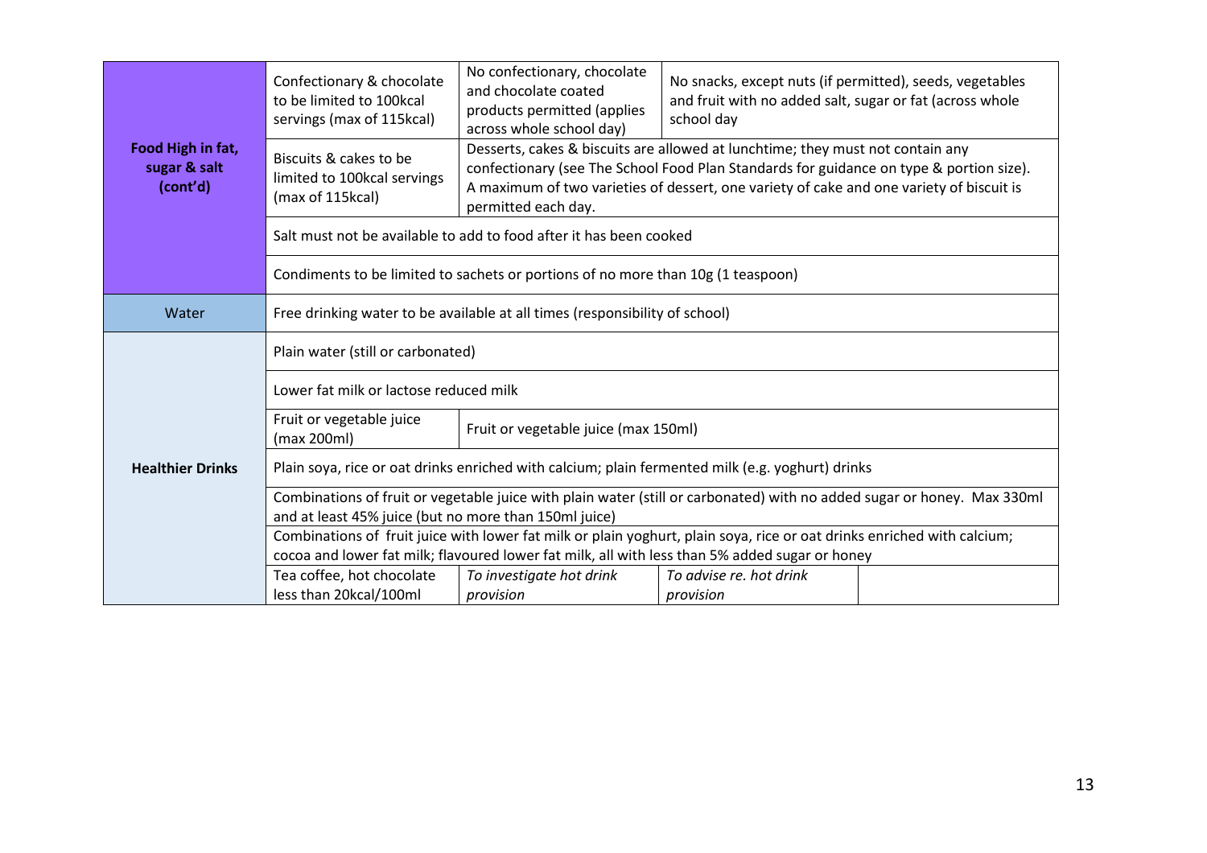| | | | | |
|---|---|---|---|---|
| **Food High in fat, sugar & salt (cont'd)** | Confectionary & chocolate to be limited to 100kcal servings (max of 115kcal) | No confectionary, chocolate and chocolate coated products permitted (applies across whole school day) | No snacks, except nuts (if permitted), seeds, vegetables and fruit with no added salt, sugar or fat (across whole school day | |
| | Biscuits & cakes to be limited to 100kcal servings (max of 115kcal) | Desserts, cakes & biscuits are allowed at lunchtime; they must not contain any confectionary (see The School Food Plan Standards for guidance on type & portion size). A maximum of two varieties of dessert, one variety of cake and one variety of biscuit is permitted each day. | | |
| | Salt must not be available to add to food after it has been cooked | | | |
| | Condiments to be limited to sachets or portions of no more than 10g (1 teaspoon) | | | |
| Water | Free drinking water to be available at all times (responsibility of school) | | | |
| **Healthier Drinks** | Plain water (still or carbonated) | | | |
| | Lower fat milk or lactose reduced milk | | | |
| | Fruit or vegetable juice (max 200ml) | Fruit or vegetable juice (max 150ml) | | |
| | Plain soya, rice or oat drinks enriched with calcium; plain fermented milk (e.g. yoghurt) drinks | | | |
| | Combinations of fruit or vegetable juice with plain water (still or carbonated) with no added sugar or honey. Max 330ml and at least 45% juice (but no more than 150ml juice) | | | |
| | Combinations of fruit juice with lower fat milk or plain yoghurt, plain soya, rice or oat drinks enriched with calcium; cocoa and lower fat milk; flavoured lower fat milk, all with less than 5% added sugar or honey | | | |
| | Tea coffee, hot chocolate less than 20kcal/100ml | *To investigate hot drink provision* | *To advise re. hot drink provision* | |